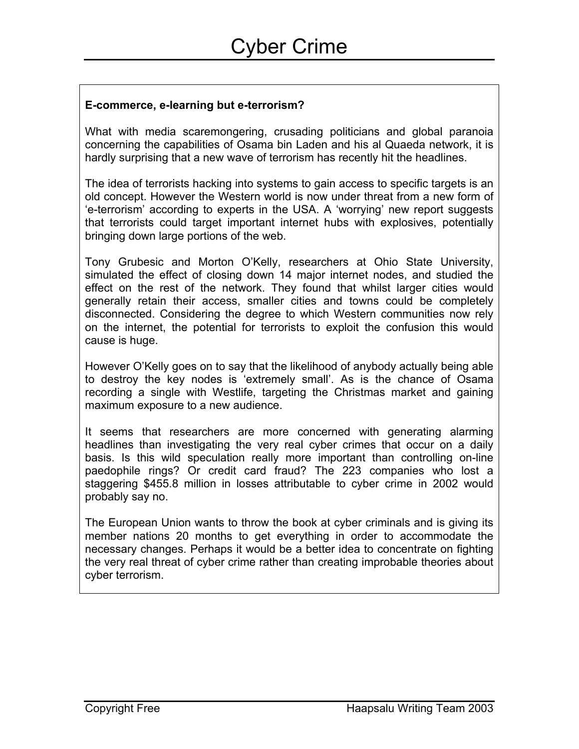# Cyber Crime

**E-commerce, e-learning but e-terrorism?**

What with media scaremongering, crusading politicians and global paranoia concerning the capabilities of Osama bin Laden and his al Quaeda network, it is hardly surprising that a new wave of terrorism has recently hit the headlines.

The idea of terrorists hacking into systems to gain access to specific targets is an old concept. However the Western world is now under threat from a new form of 'e-terrorism' according to experts in the USA. A 'worrying' new report suggests that terrorists could target important internet hubs with explosives, potentially bringing down large portions of the web.

Tony Grubesic and Morton O'Kelly, researchers at Ohio State University, simulated the effect of closing down 14 major internet nodes, and studied the effect on the rest of the network. They found that whilst larger cities would generally retain their access, smaller cities and towns could be completely disconnected. Considering the degree to which Western communities now rely on the internet, the potential for terrorists to exploit the confusion this would cause is huge.

However O'Kelly goes on to say that the likelihood of anybody actually being able to destroy the key nodes is 'extremely small'. As is the chance of Osama recording a single with Westlife, targeting the Christmas market and gaining maximum exposure to a new audience.

It seems that researchers are more concerned with generating alarming headlines than investigating the very real cyber crimes that occur on a daily basis. Is this wild speculation really more important than controlling on-line paedophile rings? Or credit card fraud? The 223 companies who lost a staggering $455.8 million in losses attributable to cyber crime in 2002 would probably say no.

The European Union wants to throw the book at cyber criminals and is giving its member nations 20 months to get everything in order to accommodate the necessary changes. Perhaps it would be a better idea to concentrate on fighting the very real threat of cyber crime rather than creating improbable theories about cyber terrorism.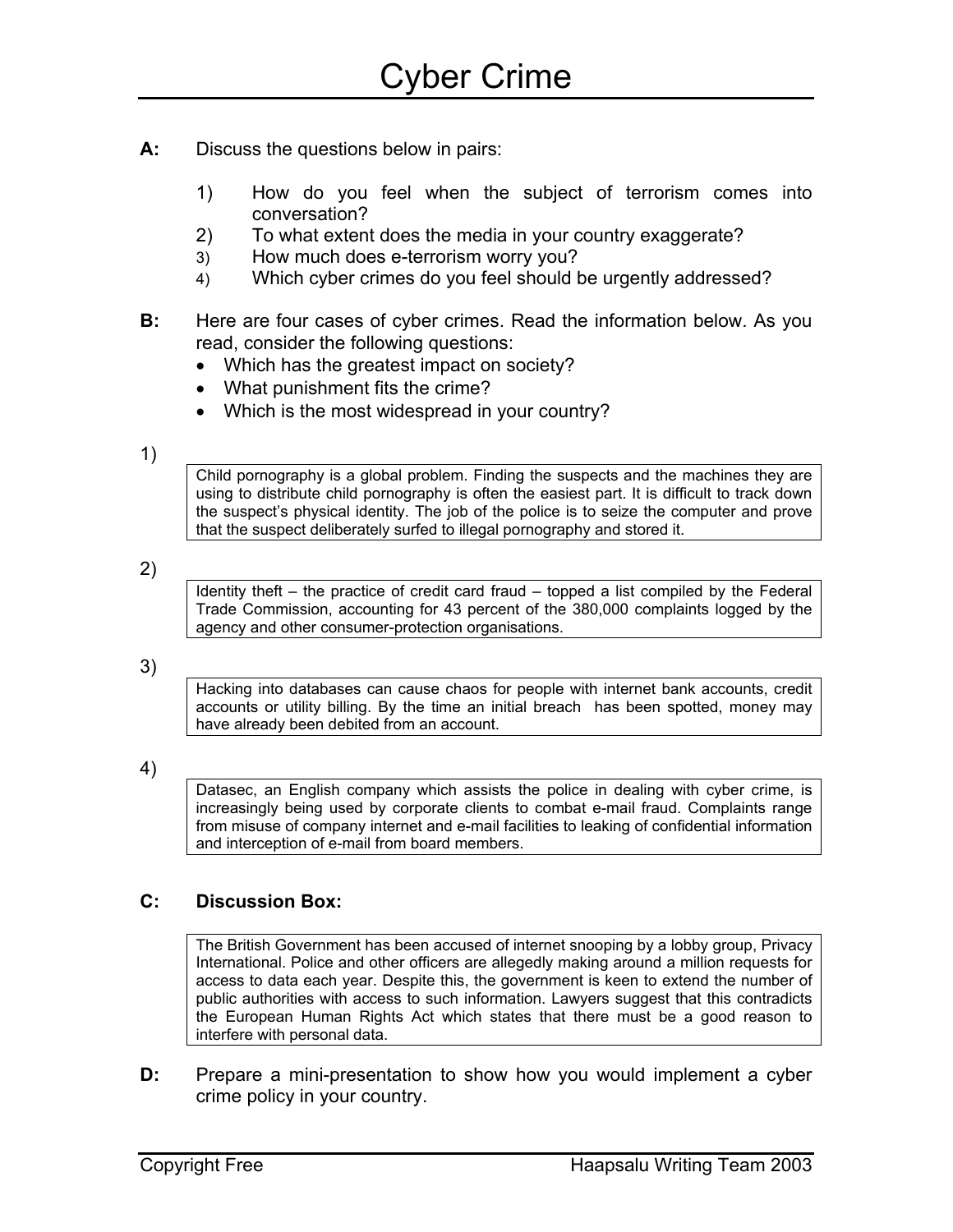# Cyber Crime

**A:** Discuss the questions below in pairs:

1) How do you feel when the subject of terrorism comes into conversation?
2) To what extent does the media in your country exaggerate?
3) How much does e-terrorism worry you?
4) Which cyber crimes do you feel should be urgently addressed?

**B:** Here are four cases of cyber crimes. Read the information below. As you read, consider the following questions:

- Which has the greatest impact on society?
- What punishment fits the crime?
- Which is the most widespread in your country?

1)

> Child pornography is a global problem. Finding the suspects and the machines they are using to distribute child pornography is often the easiest part. It is difficult to track down the suspect's physical identity. The job of the police is to seize the computer and prove that the suspect deliberately surfed to illegal pornography and stored it.

2)

> Identity theft – the practice of credit card fraud – topped a list compiled by the Federal Trade Commission, accounting for 43 percent of the 380,000 complaints logged by the agency and other consumer-protection organisations.

3)

> Hacking into databases can cause chaos for people with internet bank accounts, credit accounts or utility billing. By the time an initial breach has been spotted, money may have already been debited from an account.

4)

> Datasec, an English company which assists the police in dealing with cyber crime, is increasingly being used by corporate clients to combat e-mail fraud. Complaints range from misuse of company internet and e-mail facilities to leaking of confidential information and interception of e-mail from board members.

**C: Discussion Box:**

> The British Government has been accused of internet snooping by a lobby group, Privacy International. Police and other officers are allegedly making around a million requests for access to data each year. Despite this, the government is keen to extend the number of public authorities with access to such information. Lawyers suggest that this contradicts the European Human Rights Act which states that there must be a good reason to interfere with personal data.

**D:** Prepare a mini-presentation to show how you would implement a cyber crime policy in your country.

Copyright Free Haapsalu Writing Team 2003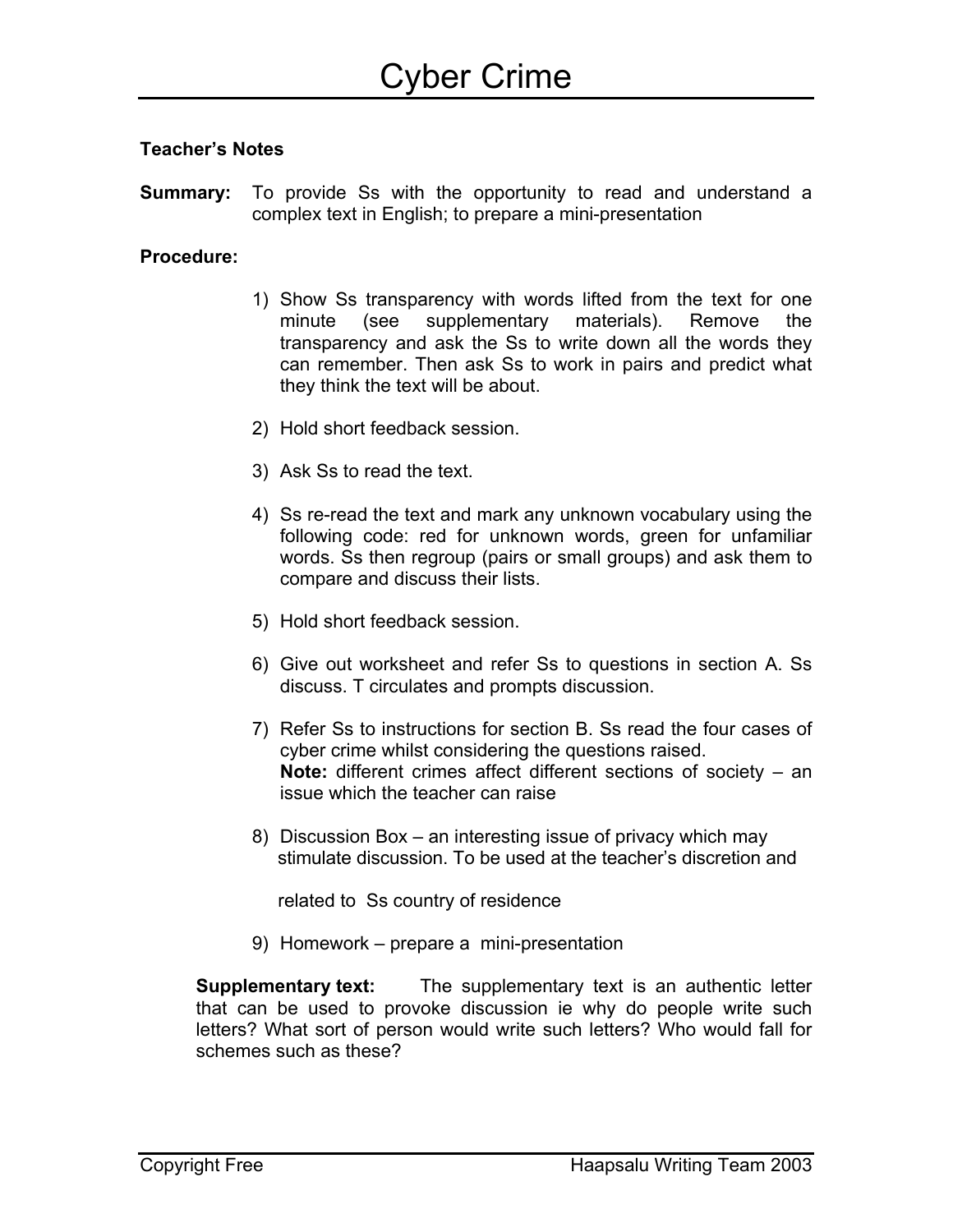# Cyber Crime

**Teacher's Notes**

**Summary:** To provide Ss with the opportunity to read and understand a complex text in English; to prepare a mini-presentation

**Procedure:**

1) Show Ss transparency with words lifted from the text for one minute (see supplementary materials). Remove the transparency and ask the Ss to write down all the words they can remember. Then ask Ss to work in pairs and predict what they think the text will be about.

2) Hold short feedback session.

3) Ask Ss to read the text.

4) Ss re-read the text and mark any unknown vocabulary using the following code: red for unknown words, green for unfamiliar words. Ss then regroup (pairs or small groups) and ask them to compare and discuss their lists.

5) Hold short feedback session.

6) Give out worksheet and refer Ss to questions in section A. Ss discuss. T circulates and prompts discussion.

7) Refer Ss to instructions for section B. Ss read the four cases of cyber crime whilst considering the questions raised.
   **Note:** different crimes affect different sections of society – an issue which the teacher can raise

8) Discussion Box – an interesting issue of privacy which may stimulate discussion. To be used at the teacher's discretion and

   related to Ss country of residence

9) Homework – prepare a mini-presentation

**Supplementary text:** The supplementary text is an authentic letter that can be used to provoke discussion ie why do people write such letters? What sort of person would write such letters? Who would fall for schemes such as these?

Copyright Free Haapsalu Writing Team 2003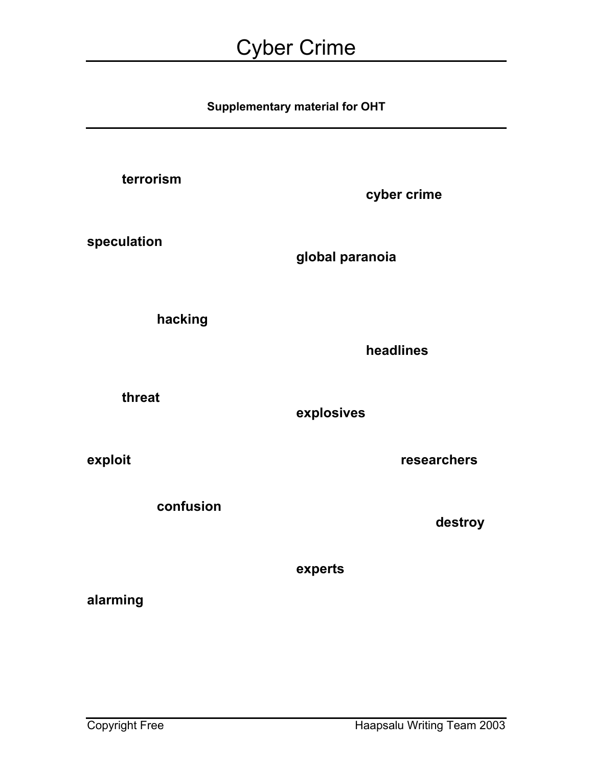# Cyber Crime

**Supplementary material for OHT**

---

**terrorism**

**cyber crime**

**speculation**

**global paranoia**

**hacking**

**headlines**

**threat**

**explosives**

**exploit**

**researchers**

**confusion**

**destroy**

**experts**

**alarming**

Copyright Free — Haapsalu Writing Team 2003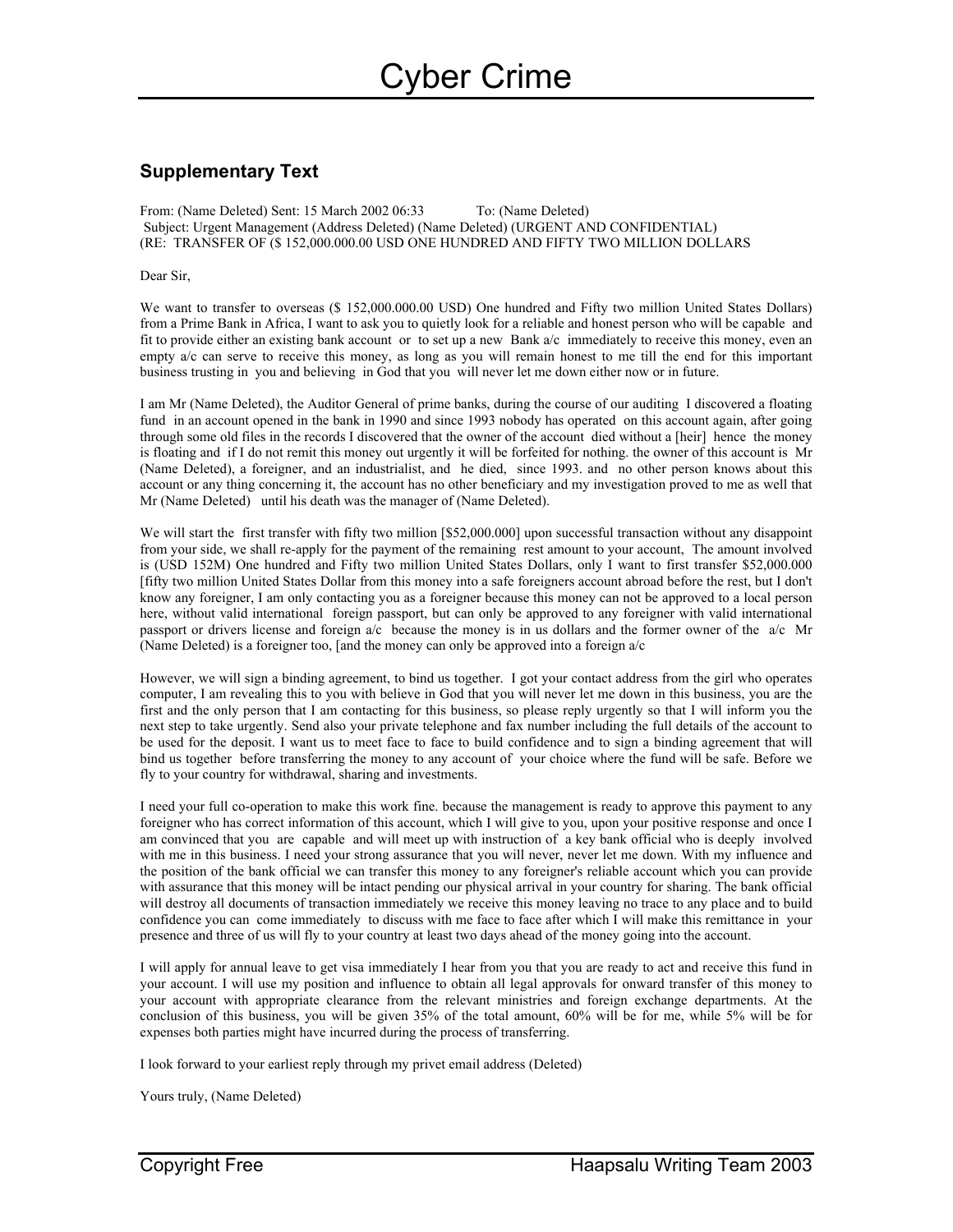## Supplementary Text

From: (Name Deleted) Sent: 15 March 2002 06:33 To: (Name Deleted)
Subject: Urgent Management (Address Deleted) (Name Deleted) (URGENT AND CONFIDENTIAL)
(RE: TRANSFER OF ($ 152,000.000.00 USD ONE HUNDRED AND FIFTY TWO MILLION DOLLARS

Dear Sir,

We want to transfer to overseas ($ 152,000.000.00 USD) One hundred and Fifty two million United States Dollars) from a Prime Bank in Africa, I want to ask you to quietly look for a reliable and honest person who will be capable and fit to provide either an existing bank account or to set up a new Bank a/c immediately to receive this money, even an empty a/c can serve to receive this money, as long as you will remain honest to me till the end for this important business trusting in you and believing in God that you will never let me down either now or in future.

I am Mr (Name Deleted), the Auditor General of prime banks, during the course of our auditing I discovered a floating fund in an account opened in the bank in 1990 and since 1993 nobody has operated on this account again, after going through some old files in the records I discovered that the owner of the account died without a [heir] hence the money is floating and if I do not remit this money out urgently it will be forfeited for nothing. the owner of this account is Mr (Name Deleted), a foreigner, and an industrialist, and he died, since 1993. and no other person knows about this account or any thing concerning it, the account has no other beneficiary and my investigation proved to me as well that Mr (Name Deleted) until his death was the manager of (Name Deleted).

We will start the first transfer with fifty two million [$52,000.000] upon successful transaction without any disappoint from your side, we shall re-apply for the payment of the remaining rest amount to your account, The amount involved is (USD 152M) One hundred and Fifty two million United States Dollars, only I want to first transfer $52,000.000 [fifty two million United States Dollar from this money into a safe foreigners account abroad before the rest, but I don't know any foreigner, I am only contacting you as a foreigner because this money can not be approved to a local person here, without valid international foreign passport, but can only be approved to any foreigner with valid international passport or drivers license and foreign a/c because the money is in us dollars and the former owner of the a/c Mr (Name Deleted) is a foreigner too, [and the money can only be approved into a foreign a/c

However, we will sign a binding agreement, to bind us together. I got your contact address from the girl who operates computer, I am revealing this to you with believe in God that you will never let me down in this business, you are the first and the only person that I am contacting for this business, so please reply urgently so that I will inform you the next step to take urgently. Send also your private telephone and fax number including the full details of the account to be used for the deposit. I want us to meet face to face to build confidence and to sign a binding agreement that will bind us together before transferring the money to any account of your choice where the fund will be safe. Before we fly to your country for withdrawal, sharing and investments.

I need your full co-operation to make this work fine. because the management is ready to approve this payment to any foreigner who has correct information of this account, which I will give to you, upon your positive response and once I am convinced that you are capable and will meet up with instruction of a key bank official who is deeply involved with me in this business. I need your strong assurance that you will never, never let me down. With my influence and the position of the bank official we can transfer this money to any foreigner's reliable account which you can provide with assurance that this money will be intact pending our physical arrival in your country for sharing. The bank official will destroy all documents of transaction immediately we receive this money leaving no trace to any place and to build confidence you can come immediately to discuss with me face to face after which I will make this remittance in your presence and three of us will fly to your country at least two days ahead of the money going into the account.

I will apply for annual leave to get visa immediately I hear from you that you are ready to act and receive this fund in your account. I will use my position and influence to obtain all legal approvals for onward transfer of this money to your account with appropriate clearance from the relevant ministries and foreign exchange departments. At the conclusion of this business, you will be given 35% of the total amount, 60% will be for me, while 5% will be for expenses both parties might have incurred during the process of transferring.

I look forward to your earliest reply through my privet email address (Deleted)

Yours truly, (Name Deleted)